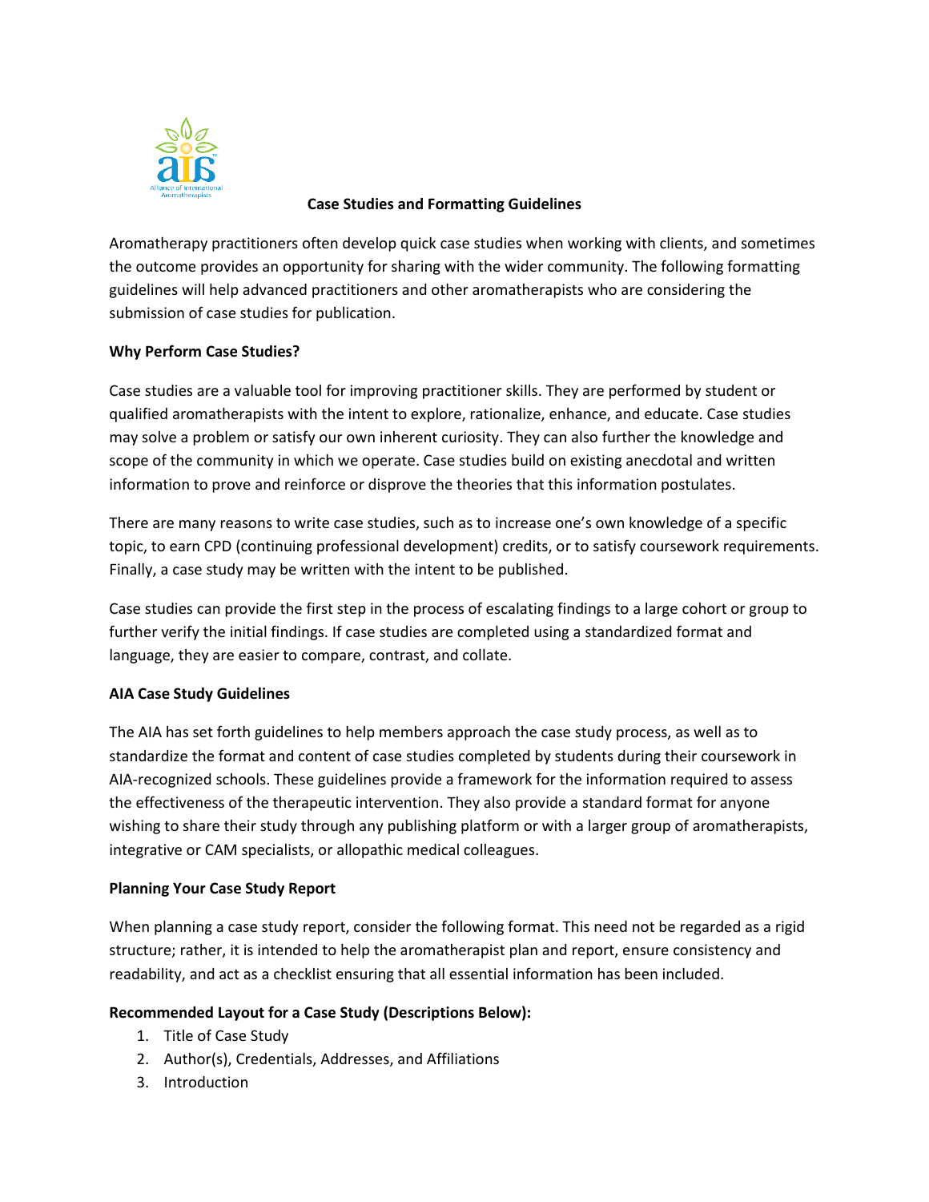# Case Studies and Formatting Guidelines

Aromatherapy practitioners often develop quick case studies when working with clients, and sometimes the outcome provides an opportunity for sharing with the wider community. The following formatting guidelines will help advanced practitioners and other aromatherapists who are considering the submission of case studies for publication.

## Why Perform Case Studies?

Case studies are a valuable tool for improving practitioner skills. They are performed by student or qualified aromatherapists with the intent to explore, rationalize, enhance, and educate. Case studies may solve a problem or satisfy our own inherent curiosity. They can also further the knowledge and scope of the community in which we operate. Case studies build on existing anecdotal and written information to prove and reinforce or disprove the theories that this information postulates.

There are many reasons to write case studies, such as to increase one's own knowledge of a specific topic, to earn CPD (continuing professional development) credits, or to satisfy coursework requirements. Finally, a case study may be written with the intent to be published.

Case studies can provide the first step in the process of escalating findings to a large cohort or group to further verify the initial findings. If case studies are completed using a standardized format and language, they are easier to compare, contrast, and collate.

## AIA Case Study Guidelines

The AIA has set forth guidelines to help members approach the case study process, as well as to standardize the format and content of case studies completed by students during their coursework in AIA-recognized schools. These guidelines provide a framework for the information required to assess the effectiveness of the therapeutic intervention. They also provide a standard format for anyone wishing to share their study through any publishing platform or with a larger group of aromatherapists, integrative or CAM specialists, or allopathic medical colleagues.

## Planning Your Case Study Report

When planning a case study report, consider the following format. This need not be regarded as a rigid structure; rather, it is intended to help the aromatherapist plan and report, ensure consistency and readability, and act as a checklist ensuring that all essential information has been included.

## Recommended Layout for a Case Study (Descriptions Below):

1. Title of Case Study
2. Author(s), Credentials, Addresses, and Affiliations
3. Introduction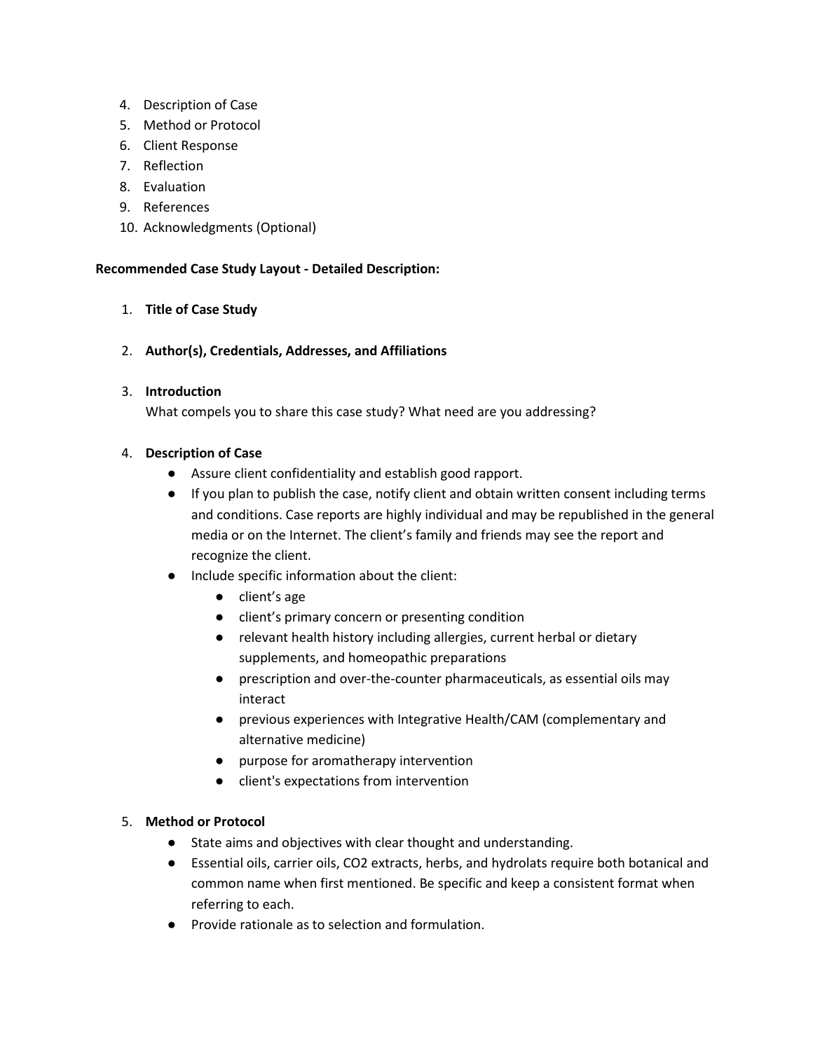4. Description of Case
5. Method or Protocol
6. Client Response
7. Reflection
8. Evaluation
9. References
10. Acknowledgments (Optional)

**Recommended Case Study Layout - Detailed Description:**

1. **Title of Case Study**

2. **Author(s), Credentials, Addresses, and Affiliations**

3. **Introduction**
   What compels you to share this case study? What need are you addressing?

4. **Description of Case**
   - Assure client confidentiality and establish good rapport.
   - If you plan to publish the case, notify client and obtain written consent including terms and conditions. Case reports are highly individual and may be republished in the general media or on the Internet. The client's family and friends may see the report and recognize the client.
   - Include specific information about the client:
     - client's age
     - client's primary concern or presenting condition
     - relevant health history including allergies, current herbal or dietary supplements, and homeopathic preparations
     - prescription and over-the-counter pharmaceuticals, as essential oils may interact
     - previous experiences with Integrative Health/CAM (complementary and alternative medicine)
     - purpose for aromatherapy intervention
     - client's expectations from intervention

5. **Method or Protocol**
   - State aims and objectives with clear thought and understanding.
   - Essential oils, carrier oils, $CO_2$ extracts, herbs, and hydrolats require both botanical and common name when first mentioned. Be specific and keep a consistent format when referring to each.
   - Provide rationale as to selection and formulation.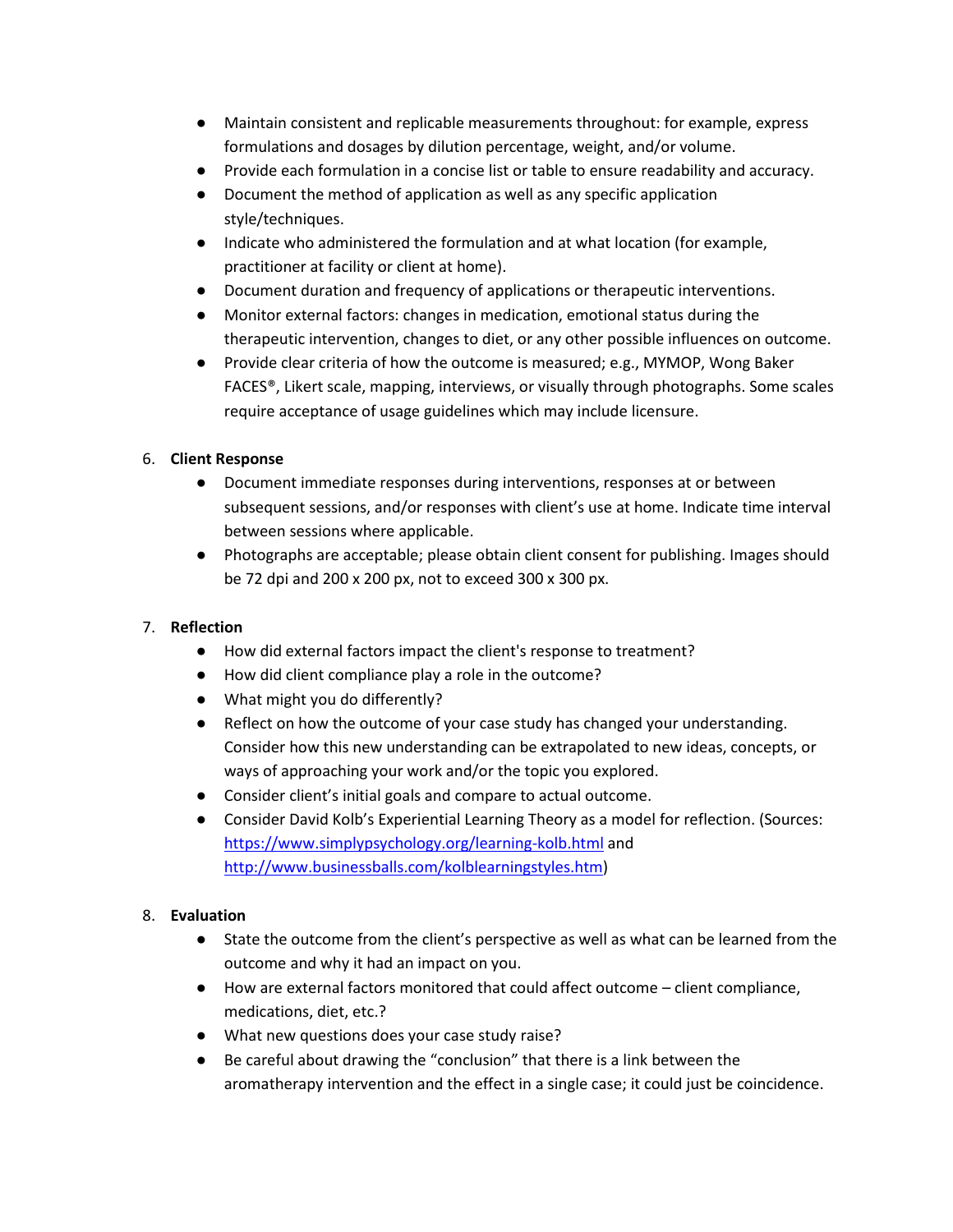- Maintain consistent and replicable measurements throughout: for example, express formulations and dosages by dilution percentage, weight, and/or volume.
- Provide each formulation in a concise list or table to ensure readability and accuracy.
- Document the method of application as well as any specific application style/techniques.
- Indicate who administered the formulation and at what location (for example, practitioner at facility or client at home).
- Document duration and frequency of applications or therapeutic interventions.
- Monitor external factors: changes in medication, emotional status during the therapeutic intervention, changes to diet, or any other possible influences on outcome.
- Provide clear criteria of how the outcome is measured; e.g., MYMOP, Wong Baker FACES®, Likert scale, mapping, interviews, or visually through photographs. Some scales require acceptance of usage guidelines which may include licensure.

6. **Client Response**
   - Document immediate responses during interventions, responses at or between subsequent sessions, and/or responses with client's use at home. Indicate time interval between sessions where applicable.
   - Photographs are acceptable; please obtain client consent for publishing. Images should be 72 dpi and 200 x 200 px, not to exceed 300 x 300 px.

7. **Reflection**
   - How did external factors impact the client's response to treatment?
   - How did client compliance play a role in the outcome?
   - What might you do differently?
   - Reflect on how the outcome of your case study has changed your understanding. Consider how this new understanding can be extrapolated to new ideas, concepts, or ways of approaching your work and/or the topic you explored.
   - Consider client's initial goals and compare to actual outcome.
   - Consider David Kolb's Experiential Learning Theory as a model for reflection. (Sources: https://www.simplypsychology.org/learning-kolb.html and http://www.businessballs.com/kolblearningstyles.htm)

8. **Evaluation**
   - State the outcome from the client's perspective as well as what can be learned from the outcome and why it had an impact on you.
   - How are external factors monitored that could affect outcome – client compliance, medications, diet, etc.?
   - What new questions does your case study raise?
   - Be careful about drawing the "conclusion" that there is a link between the aromatherapy intervention and the effect in a single case; it could just be coincidence.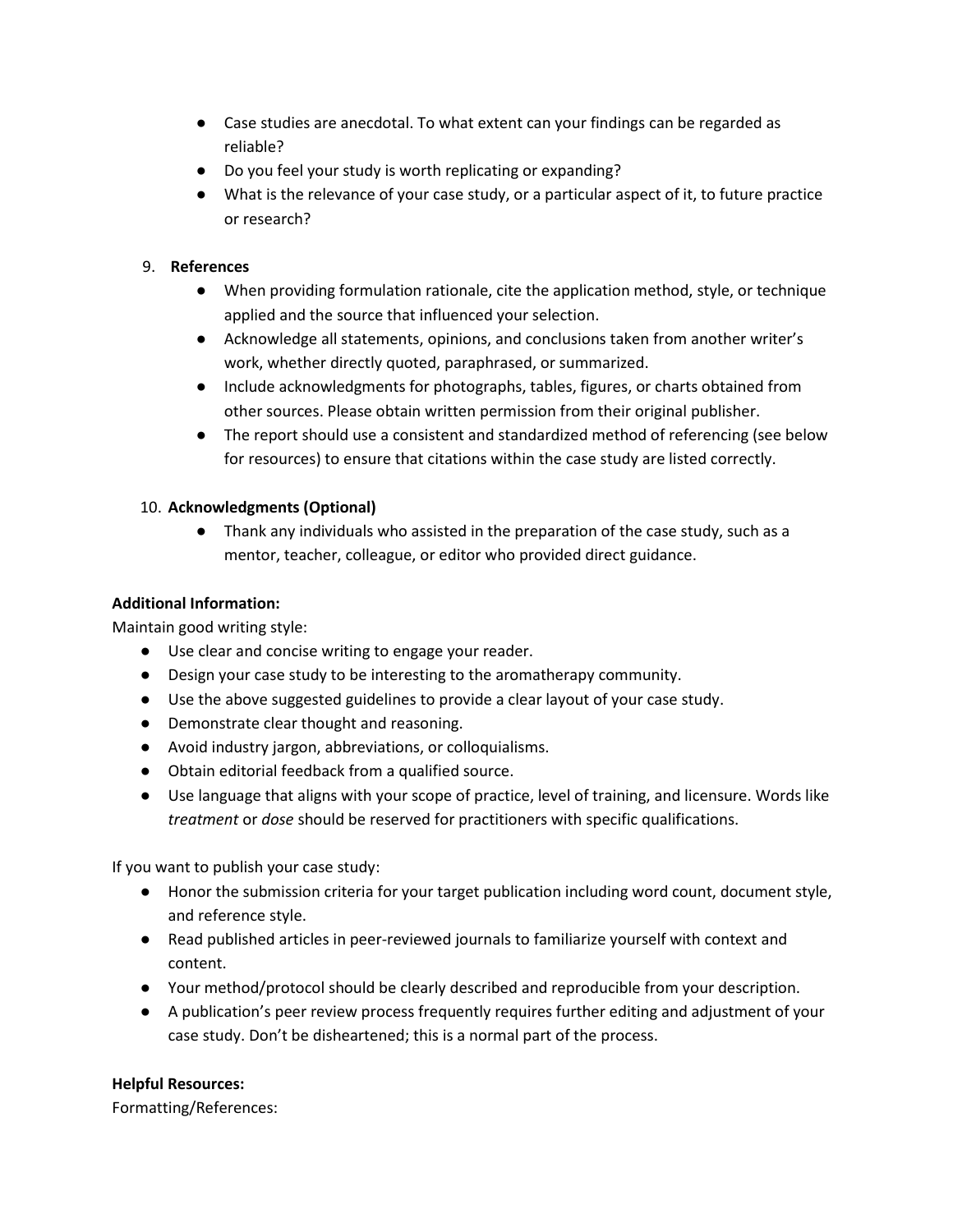- Case studies are anecdotal. To what extent can your findings can be regarded as reliable?
- Do you feel your study is worth replicating or expanding?
- What is the relevance of your case study, or a particular aspect of it, to future practice or research?

9. **References**
   - When providing formulation rationale, cite the application method, style, or technique applied and the source that influenced your selection.
   - Acknowledge all statements, opinions, and conclusions taken from another writer's work, whether directly quoted, paraphrased, or summarized.
   - Include acknowledgments for photographs, tables, figures, or charts obtained from other sources. Please obtain written permission from their original publisher.
   - The report should use a consistent and standardized method of referencing (see below for resources) to ensure that citations within the case study are listed correctly.

10. **Acknowledgments (Optional)**
    - Thank any individuals who assisted in the preparation of the case study, such as a mentor, teacher, colleague, or editor who provided direct guidance.

**Additional Information:**

Maintain good writing style:

- Use clear and concise writing to engage your reader.
- Design your case study to be interesting to the aromatherapy community.
- Use the above suggested guidelines to provide a clear layout of your case study.
- Demonstrate clear thought and reasoning.
- Avoid industry jargon, abbreviations, or colloquialisms.
- Obtain editorial feedback from a qualified source.
- Use language that aligns with your scope of practice, level of training, and licensure. Words like *treatment* or *dose* should be reserved for practitioners with specific qualifications.

If you want to publish your case study:

- Honor the submission criteria for your target publication including word count, document style, and reference style.
- Read published articles in peer-reviewed journals to familiarize yourself with context and content.
- Your method/protocol should be clearly described and reproducible from your description.
- A publication's peer review process frequently requires further editing and adjustment of your case study. Don't be disheartened; this is a normal part of the process.

**Helpful Resources:**

Formatting/References: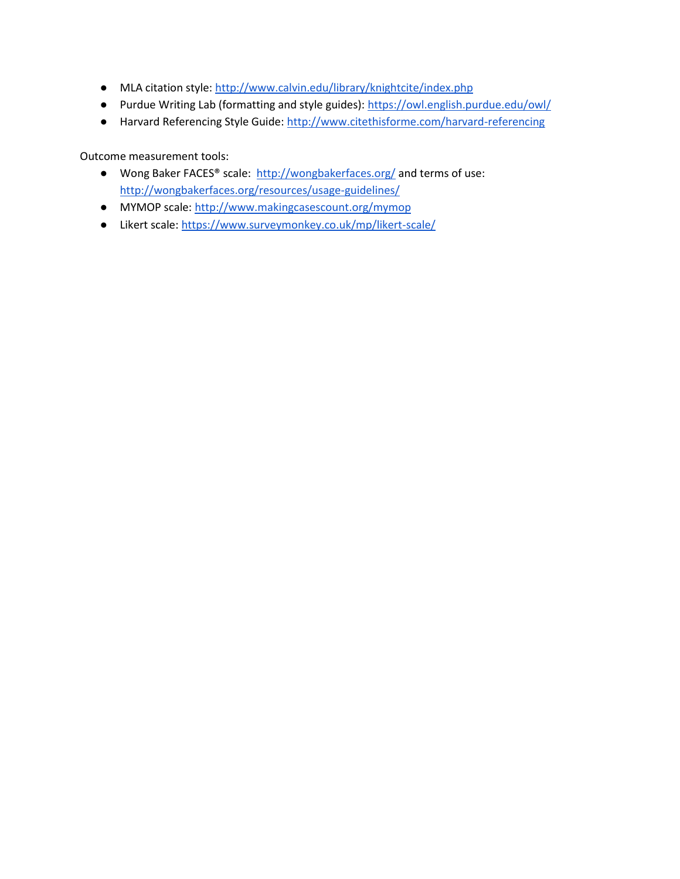- MLA citation style: http://www.calvin.edu/library/knightcite/index.php
- Purdue Writing Lab (formatting and style guides): https://owl.english.purdue.edu/owl/
- Harvard Referencing Style Guide: http://www.citethisforme.com/harvard-referencing

Outcome measurement tools:

- Wong Baker FACES® scale: http://wongbakerfaces.org/ and terms of use: http://wongbakerfaces.org/resources/usage-guidelines/
- MYMOP scale: http://www.makingcasescount.org/mymop
- Likert scale: https://www.surveymonkey.co.uk/mp/likert-scale/